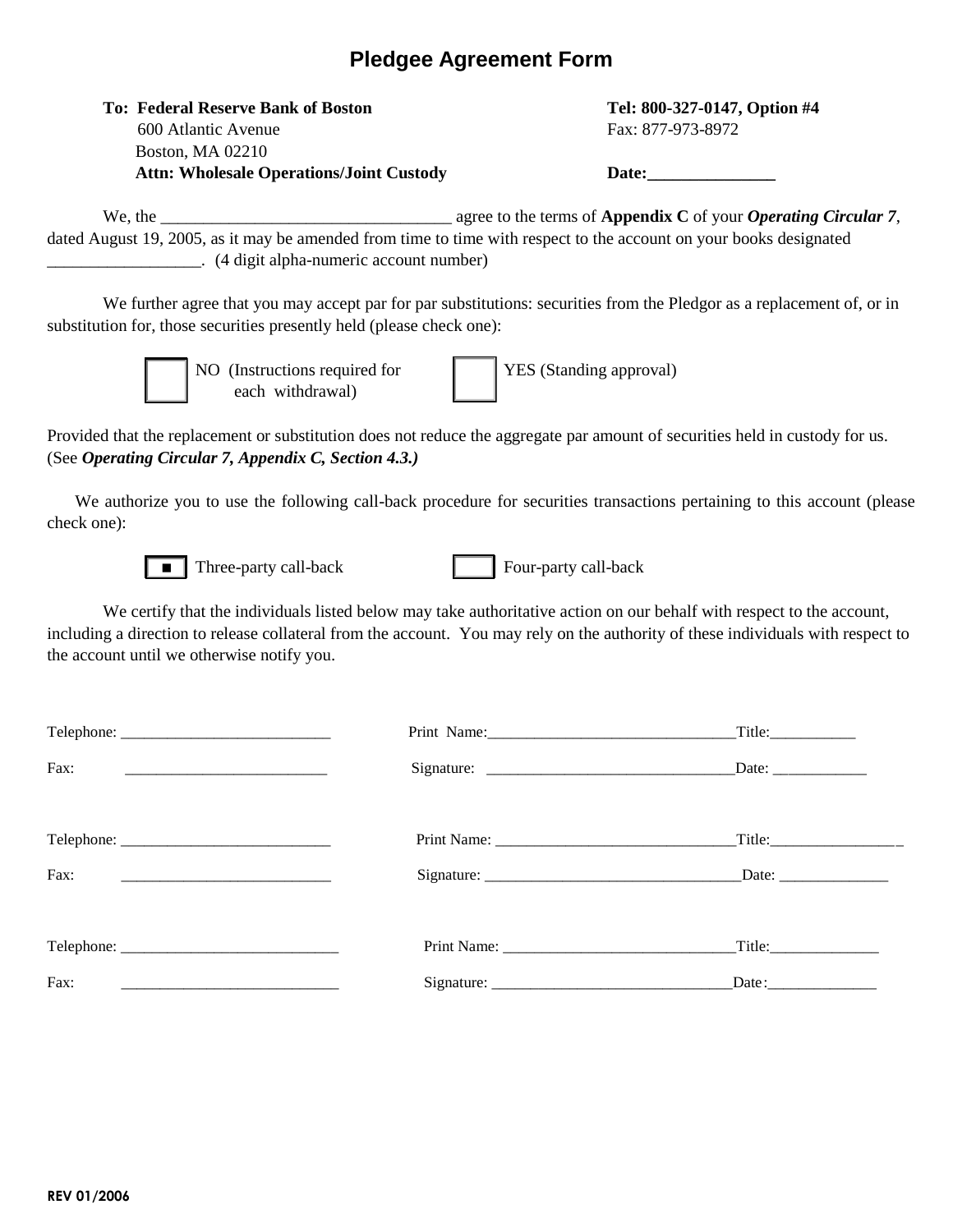# Pledgee Agreement Form

**To: Federal Reserve Bank of Boston**
600 Atlantic Avenue
Boston, MA 02210
**Attn: Wholesale Operations/Joint Custody**

**Tel: 800-327-0147, Option #4**
Fax: 877-973-8972

**Date:_______________**

We, the __________________________________ agree to the terms of **Appendix C** of your ***Operating Circular 7***, dated August 19, 2005, as it may be amended from time to time with respect to the account on your books designated __________________. (4 digit alpha-numeric account number)

We further agree that you may accept par for par substitutions: securities from the Pledgor as a replacement of, or in substitution for, those securities presently held (please check one):

☐ NO (Instructions required for each withdrawal)  ☐ YES (Standing approval)

Provided that the replacement or substitution does not reduce the aggregate par amount of securities held in custody for us. (See ***Operating Circular 7, Appendix C, Section 4.3.)***

We authorize you to use the following call-back procedure for securities transactions pertaining to this account (please check one):

■ Three-party call-back  ☐ Four-party call-back

We certify that the individuals listed below may take authoritative action on our behalf with respect to the account, including a direction to release collateral from the account. You may rely on the authority of these individuals with respect to the account until we otherwise notify you.

Telephone: ___________________________  Print Name:________________________________Title:___________

Fax: __________________________  Signature: ________________________________Date: ____________

Telephone: ___________________________  Print Name: _______________________________Title:_________________

Fax: ___________________________  Signature: _________________________________Date: ______________

Telephone: ____________________________  Print Name: ______________________________Title:______________

Fax: ____________________________  Signature: _______________________________Date:______________

**REV 01/2006**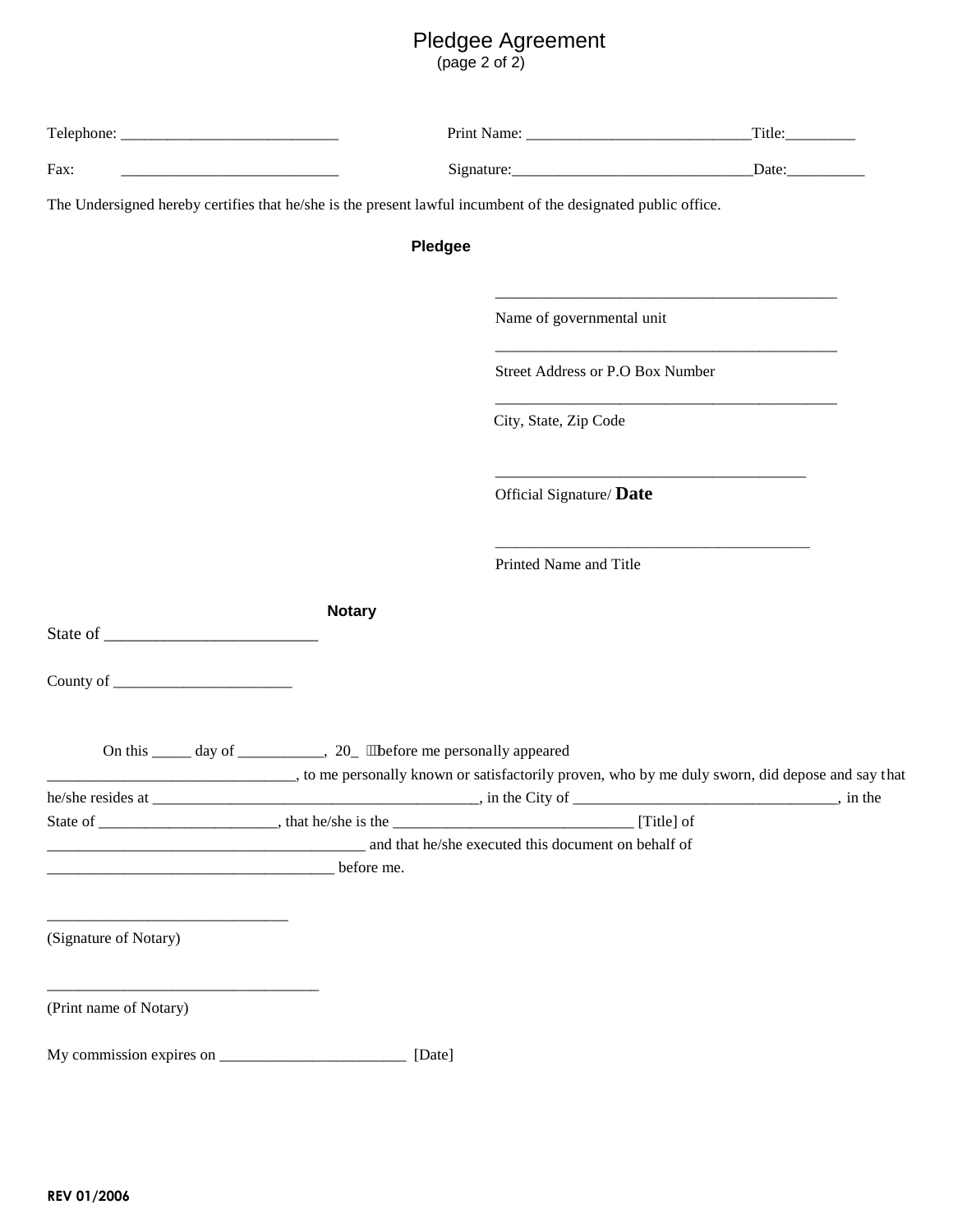# Pledgee Agreement

(page 2 of 2)

Telephone: ____________________________ Print Name: _____________________________Title:_________

Fax: ____________________________ Signature:_______________________________Date:__________

The Undersigned hereby certifies that he/she is the present lawful incumbent of the designated public office.

**Pledgee**

_____________________________________________
Name of governmental unit

_____________________________________________
Street Address or P.O Box Number

_____________________________________________
City, State, Zip Code

________________________________________
Official Signature/ **Date**

_________________________________________
Printed Name and Title

**Notary**

State of __________________________

County of _______________________

On this _____ day of ___________, 20_ before me personally appeared ________________________________, to me personally known or satisfactorily proven, who by me duly sworn, did depose and say that he/she resides at __________________________________________, in the City of __________________________________, in the State of _______________________, that he/she is the _______________________________ [Title] of _________________________________________ and that he/she executed this document on behalf of _____________________________________ before me.

_______________________________
(Signature of Notary)

___________________________________
(Print name of Notary)

My commission expires on ________________________ [Date]

REV 01/2006